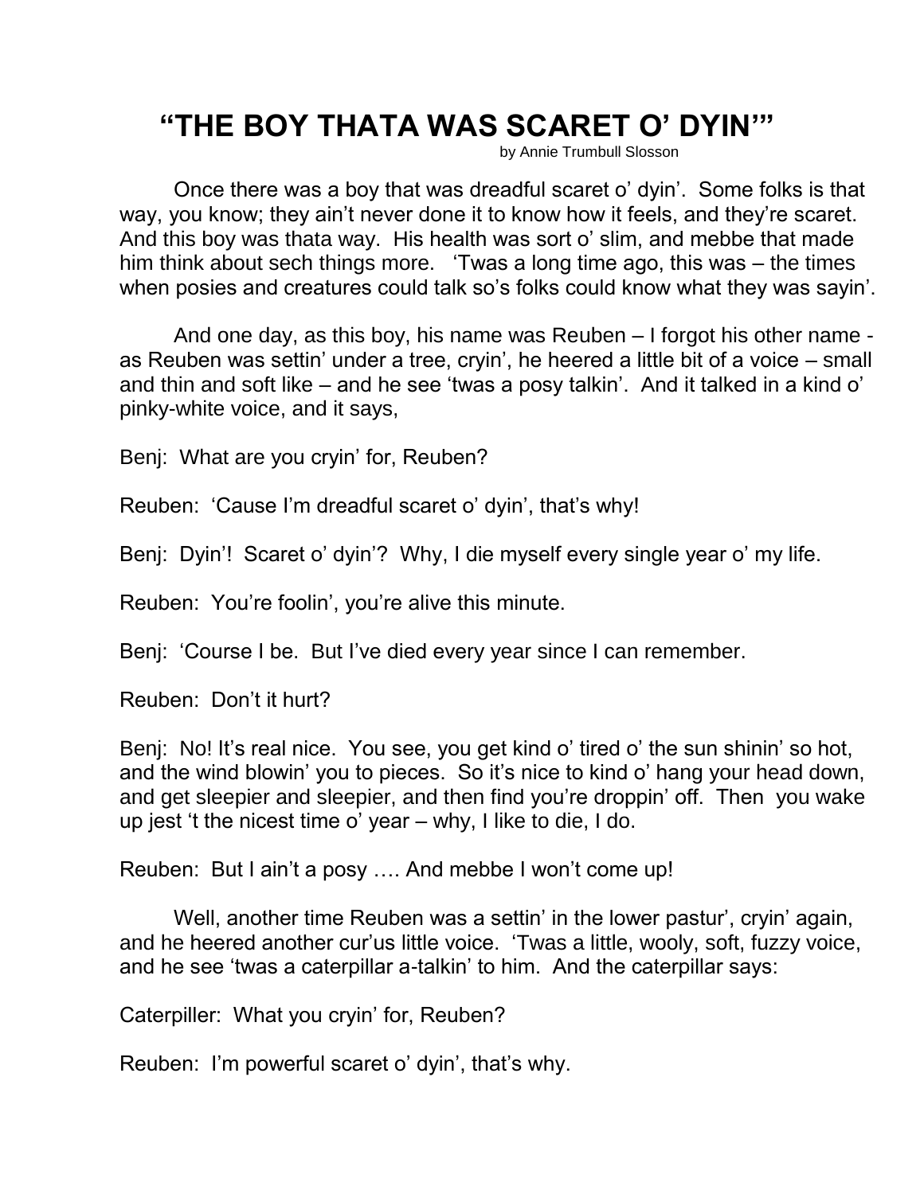# "THE BOY THATA WAS SCARET O' DYIN'"

by Annie Trumbull Slosson

Once there was a boy that was dreadful scaret o' dyin'. Some folks is that way, you know; they ain't never done it to know how it feels, and they're scaret. And this boy was thata way. His health was sort o' slim, and mebbe that made him think about sech things more. 'Twas a long time ago, this was – the times when posies and creatures could talk so's folks could know what they was sayin'.

And one day, as this boy, his name was Reuben – I forgot his other name - as Reuben was settin' under a tree, cryin', he heered a little bit of a voice – small and thin and soft like – and he see 'twas a posy talkin'. And it talked in a kind o' pinky-white voice, and it says,

Benj: What are you cryin' for, Reuben?

Reuben: 'Cause I'm dreadful scaret o' dyin', that's why!

Benj: Dyin'! Scaret o' dyin'? Why, I die myself every single year o' my life.

Reuben: You're foolin', you're alive this minute.

Benj: 'Course I be. But I've died every year since I can remember.

Reuben: Don't it hurt?

Benj: No! It's real nice. You see, you get kind o' tired o' the sun shinin' so hot, and the wind blowin' you to pieces. So it's nice to kind o' hang your head down, and get sleepier and sleepier, and then find you're droppin' off. Then you wake up jest 't the nicest time o' year – why, I like to die, I do.

Reuben: But I ain't a posy …. And mebbe I won't come up!

Well, another time Reuben was a settin' in the lower pastur', cryin' again, and he heered another cur'us little voice. 'Twas a little, wooly, soft, fuzzy voice, and he see 'twas a caterpillar a-talkin' to him. And the caterpillar says:

Caterpiller: What you cryin' for, Reuben?

Reuben: I'm powerful scaret o' dyin', that's why.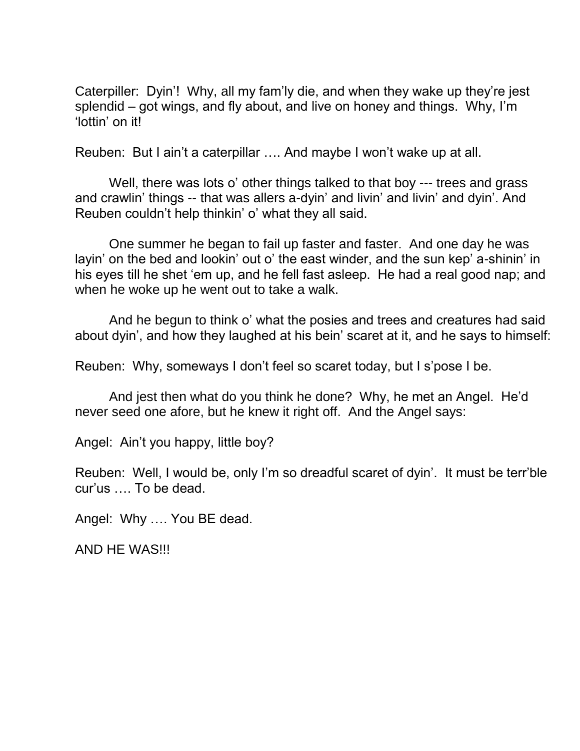Caterpiller: Dyin'! Why, all my fam'ly die, and when they wake up they're jest splendid – got wings, and fly about, and live on honey and things. Why, I'm 'lottin' on it!

Reuben: But I ain't a caterpillar …. And maybe I won't wake up at all.

Well, there was lots o' other things talked to that boy --- trees and grass and crawlin' things -- that was allers a-dyin' and livin' and livin' and dyin'. And Reuben couldn't help thinkin' o' what they all said.

One summer he began to fail up faster and faster. And one day he was layin' on the bed and lookin' out o' the east winder, and the sun kep' a-shinin' in his eyes till he shet 'em up, and he fell fast asleep. He had a real good nap; and when he woke up he went out to take a walk.

And he begun to think o' what the posies and trees and creatures had said about dyin', and how they laughed at his bein' scaret at it, and he says to himself:

Reuben: Why, someways I don't feel so scaret today, but I s'pose I be.

And jest then what do you think he done? Why, he met an Angel. He'd never seed one afore, but he knew it right off. And the Angel says:

Angel: Ain't you happy, little boy?

Reuben: Well, I would be, only I'm so dreadful scaret of dyin'. It must be terr'ble cur'us …. To be dead.

Angel: Why …. You BE dead.

AND HE WAS!!!